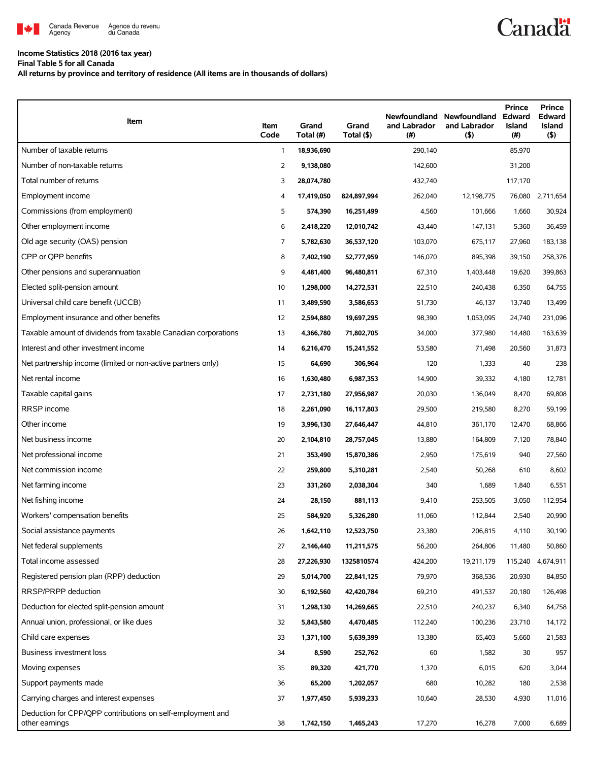Canada Revenue Agency / Agence du revenu du Canada

Canada

**Income Statistics 2018 (2016 tax year)**
**Final Table 5 for all Canada**
**All returns by province and territory of residence (All items are in thousands of dollars)**

| Item | Item Code | Grand Total (#) | Grand Total ($) | Newfoundland and Labrador (#) | Newfoundland and Labrador ($) | Prince Edward Island (#) | Prince Edward Island ($) |
|---|---|---|---|---|---|---|---|
| Number of taxable returns | 1 | **18,936,690** | | 290,140 | | 85,970 | |
| Number of non-taxable returns | 2 | **9,138,080** | | 142,600 | | 31,200 | |
| Total number of returns | 3 | **28,074,780** | | 432,740 | | 117,170 | |
| Employment income | 4 | **17,419,050** | **824,897,994** | 262,040 | 12,198,775 | 76,080 | 2,711,654 |
| Commissions (from employment) | 5 | **574,390** | **16,251,499** | 4,560 | 101,666 | 1,660 | 30,924 |
| Other employment income | 6 | **2,418,220** | **12,010,742** | 43,440 | 147,131 | 5,360 | 36,459 |
| Old age security (OAS) pension | 7 | **5,782,630** | **36,537,120** | 103,070 | 675,117 | 27,960 | 183,138 |
| CPP or QPP benefits | 8 | **7,402,190** | **52,777,959** | 146,070 | 895,398 | 39,150 | 258,376 |
| Other pensions and superannuation | 9 | **4,481,400** | **96,480,811** | 67,310 | 1,403,448 | 19,620 | 399,863 |
| Elected split-pension amount | 10 | **1,298,000** | **14,272,531** | 22,510 | 240,438 | 6,350 | 64,755 |
| Universal child care benefit (UCCB) | 11 | **3,489,590** | **3,586,653** | 51,730 | 46,137 | 13,740 | 13,499 |
| Employment insurance and other benefits | 12 | **2,594,880** | **19,697,295** | 98,390 | 1,053,095 | 24,740 | 231,096 |
| Taxable amount of dividends from taxable Canadian corporations | 13 | **4,366,780** | **71,802,705** | 34,000 | 377,980 | 14,480 | 163,639 |
| Interest and other investment income | 14 | **6,216,470** | **15,241,552** | 53,580 | 71,498 | 20,560 | 31,873 |
| Net partnership income (limited or non-active partners only) | 15 | **64,690** | **306,964** | 120 | 1,333 | 40 | 238 |
| Net rental income | 16 | **1,630,480** | **6,987,353** | 14,900 | 39,332 | 4,180 | 12,781 |
| Taxable capital gains | 17 | **2,731,180** | **27,956,987** | 20,030 | 136,049 | 8,470 | 69,808 |
| RRSP income | 18 | **2,261,090** | **16,117,803** | 29,500 | 219,580 | 8,270 | 59,199 |
| Other income | 19 | **3,996,130** | **27,646,447** | 44,810 | 361,170 | 12,470 | 68,866 |
| Net business income | 20 | **2,104,810** | **28,757,045** | 13,880 | 164,809 | 7,120 | 78,840 |
| Net professional income | 21 | **353,490** | **15,870,386** | 2,950 | 175,619 | 940 | 27,560 |
| Net commission income | 22 | **259,800** | **5,310,281** | 2,540 | 50,268 | 610 | 8,602 |
| Net farming income | 23 | **331,260** | **2,038,304** | 340 | 1,689 | 1,840 | 6,551 |
| Net fishing income | 24 | **28,150** | **881,113** | 9,410 | 253,505 | 3,050 | 112,954 |
| Workers' compensation benefits | 25 | **584,920** | **5,326,280** | 11,060 | 112,844 | 2,540 | 20,990 |
| Social assistance payments | 26 | **1,642,110** | **12,523,750** | 23,380 | 206,815 | 4,110 | 30,190 |
| Net federal supplements | 27 | **2,146,440** | **11,211,575** | 56,200 | 264,806 | 11,480 | 50,860 |
| Total income assessed | 28 | **27,226,930** | **1325810574** | 424,200 | 19,211,179 | 115,240 | 4,674,911 |
| Registered pension plan (RPP) deduction | 29 | **5,014,700** | **22,841,125** | 79,970 | 368,536 | 20,930 | 84,850 |
| RRSP/PRPP deduction | 30 | **6,192,560** | **42,420,784** | 69,210 | 491,537 | 20,180 | 126,498 |
| Deduction for elected split-pension amount | 31 | **1,298,130** | **14,269,665** | 22,510 | 240,237 | 6,340 | 64,758 |
| Annual union, professional, or like dues | 32 | **5,843,580** | **4,470,485** | 112,240 | 100,236 | 23,710 | 14,172 |
| Child care expenses | 33 | **1,371,100** | **5,639,399** | 13,380 | 65,403 | 5,660 | 21,583 |
| Business investment loss | 34 | **8,590** | **252,762** | 60 | 1,582 | 30 | 957 |
| Moving expenses | 35 | **89,320** | **421,770** | 1,370 | 6,015 | 620 | 3,044 |
| Support payments made | 36 | **65,200** | **1,202,057** | 680 | 10,282 | 180 | 2,538 |
| Carrying charges and interest expenses | 37 | **1,977,450** | **5,939,233** | 10,640 | 28,530 | 4,930 | 11,016 |
| Deduction for CPP/QPP contributions on self-employment and other earnings | 38 | **1,742,150** | **1,465,243** | 17,270 | 16,278 | 7,000 | 6,689 |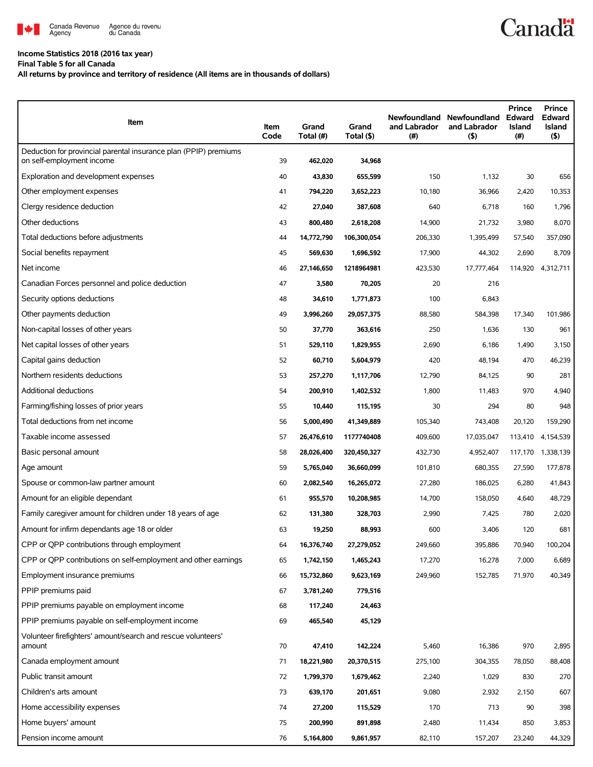Income Statistics 2018 (2016 tax year)

Final Table 5 for all Canada

All returns by province and territory of residence (All items are in thousands of dollars)

| Item | Item Code | Grand Total (#) | Grand Total ($) | Newfoundland and Labrador (#) | Newfoundland and Labrador ($) | Prince Edward Island (#) | Prince Edward Island ($) |
|---|---|---|---|---|---|---|---|
| Deduction for provincial parental insurance plan (PPIP) premiums on self-employment income | 39 | 462,020 | 34,968 | | | | |
| Exploration and development expenses | 40 | 43,830 | 655,599 | 150 | 1,132 | 30 | 656 |
| Other employment expenses | 41 | 794,220 | 3,652,223 | 10,180 | 36,966 | 2,420 | 10,353 |
| Clergy residence deduction | 42 | 27,040 | 387,608 | 640 | 6,718 | 160 | 1,796 |
| Other deductions | 43 | 800,480 | 2,618,208 | 14,900 | 21,732 | 3,980 | 8,070 |
| Total deductions before adjustments | 44 | 14,772,790 | 106,300,054 | 206,330 | 1,395,499 | 57,540 | 357,090 |
| Social benefits repayment | 45 | 569,630 | 1,696,592 | 17,900 | 44,302 | 2,690 | 8,709 |
| Net income | 46 | 27,146,650 | 1218964981 | 423,530 | 17,777,464 | 114,920 | 4,312,711 |
| Canadian Forces personnel and police deduction | 47 | 3,580 | 70,205 | 20 | 216 | | |
| Security options deductions | 48 | 34,610 | 1,771,873 | 100 | 6,843 | | |
| Other payments deduction | 49 | 3,996,260 | 29,057,375 | 88,580 | 584,398 | 17,340 | 101,986 |
| Non-capital losses of other years | 50 | 37,770 | 363,616 | 250 | 1,636 | 130 | 961 |
| Net capital losses of other years | 51 | 529,110 | 1,829,955 | 2,690 | 6,186 | 1,490 | 3,150 |
| Capital gains deduction | 52 | 60,710 | 5,604,979 | 420 | 48,194 | 470 | 46,239 |
| Northern residents deductions | 53 | 257,270 | 1,117,706 | 12,790 | 84,125 | 90 | 281 |
| Additional deductions | 54 | 200,910 | 1,402,532 | 1,800 | 11,483 | 970 | 4,940 |
| Farming/fishing losses of prior years | 55 | 10,440 | 115,195 | 30 | 294 | 80 | 948 |
| Total deductions from net income | 56 | 5,000,490 | 41,349,889 | 105,340 | 743,408 | 20,120 | 159,290 |
| Taxable income assessed | 57 | 26,476,610 | 1177740408 | 409,600 | 17,035,047 | 113,410 | 4,154,539 |
| Basic personal amount | 58 | 28,026,400 | 320,450,327 | 432,730 | 4,952,407 | 117,170 | 1,338,139 |
| Age amount | 59 | 5,765,040 | 36,660,099 | 101,810 | 680,355 | 27,590 | 177,878 |
| Spouse or common-law partner amount | 60 | 2,082,540 | 16,265,072 | 27,280 | 186,025 | 6,280 | 41,843 |
| Amount for an eligible dependant | 61 | 955,570 | 10,208,985 | 14,700 | 158,050 | 4,640 | 48,729 |
| Family caregiver amount for children under 18 years of age | 62 | 131,380 | 328,703 | 2,990 | 7,425 | 780 | 2,020 |
| Amount for infirm dependants age 18 or older | 63 | 19,250 | 88,993 | 600 | 3,406 | 120 | 681 |
| CPP or QPP contributions through employment | 64 | 16,376,740 | 27,279,052 | 249,660 | 395,886 | 70,940 | 100,204 |
| CPP or QPP contributions on self-employment and other earnings | 65 | 1,742,150 | 1,465,243 | 17,270 | 16,278 | 7,000 | 6,689 |
| Employment insurance premiums | 66 | 15,732,860 | 9,623,169 | 249,960 | 152,785 | 71,970 | 40,349 |
| PPIP premiums paid | 67 | 3,781,240 | 779,516 | | | | |
| PPIP premiums payable on employment income | 68 | 117,240 | 24,463 | | | | |
| PPIP premiums payable on self-employment income | 69 | 465,540 | 45,129 | | | | |
| Volunteer firefighters' amount/search and rescue volunteers' amount | 70 | 47,410 | 142,224 | 5,460 | 16,386 | 970 | 2,895 |
| Canada employment amount | 71 | 18,221,980 | 20,370,515 | 275,100 | 304,355 | 78,050 | 88,408 |
| Public transit amount | 72 | 1,799,370 | 1,679,462 | 2,240 | 1,029 | 830 | 270 |
| Children's arts amount | 73 | 639,170 | 201,651 | 9,080 | 2,932 | 2,150 | 607 |
| Home accessibility expenses | 74 | 27,200 | 115,529 | 170 | 713 | 90 | 398 |
| Home buyers' amount | 75 | 200,990 | 891,898 | 2,480 | 11,434 | 850 | 3,853 |
| Pension income amount | 76 | 5,164,800 | 9,861,957 | 82,110 | 157,207 | 23,240 | 44,329 |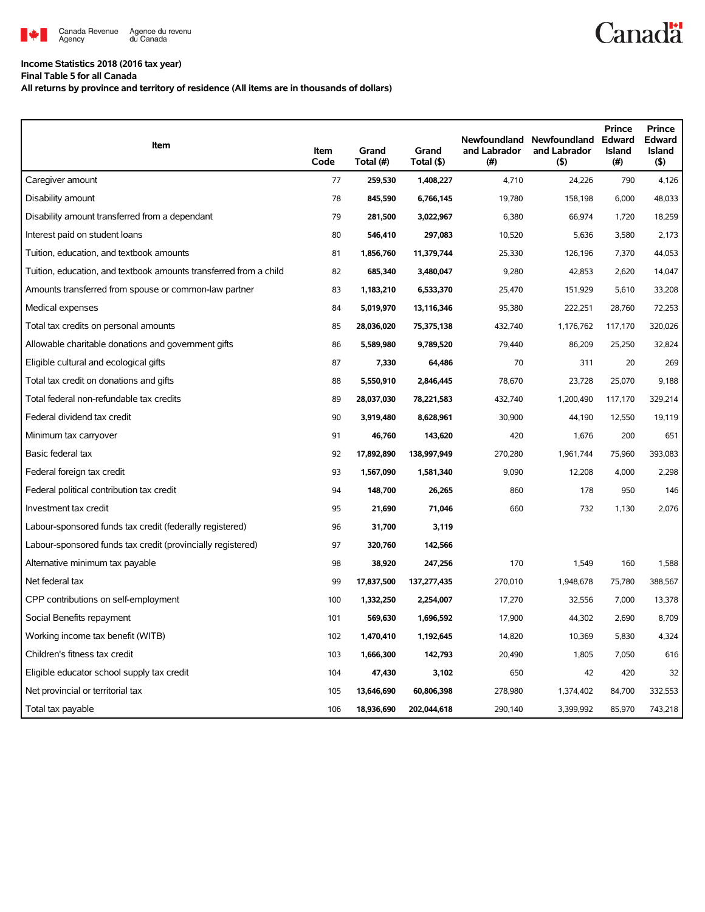Income Statistics 2018 (2016 tax year)

Final Table 5 for all Canada

All returns by province and territory of residence (All items are in thousands of dollars)

| Item | Item Code | Grand Total (#) | Grand Total ($) | Newfoundland and Labrador (#) | Newfoundland and Labrador ($) | Prince Edward Island (#) | Prince Edward Island ($) |
|---|---|---|---|---|---|---|---|
| Caregiver amount | 77 | **259,530** | **1,408,227** | 4,710 | 24,226 | 790 | 4,126 |
| Disability amount | 78 | **845,590** | **6,766,145** | 19,780 | 158,198 | 6,000 | 48,033 |
| Disability amount transferred from a dependant | 79 | **281,500** | **3,022,967** | 6,380 | 66,974 | 1,720 | 18,259 |
| Interest paid on student loans | 80 | **546,410** | **297,083** | 10,520 | 5,636 | 3,580 | 2,173 |
| Tuition, education, and textbook amounts | 81 | **1,856,760** | **11,379,744** | 25,330 | 126,196 | 7,370 | 44,053 |
| Tuition, education, and textbook amounts transferred from a child | 82 | **685,340** | **3,480,047** | 9,280 | 42,853 | 2,620 | 14,047 |
| Amounts transferred from spouse or common-law partner | 83 | **1,183,210** | **6,533,370** | 25,470 | 151,929 | 5,610 | 33,208 |
| Medical expenses | 84 | **5,019,970** | **13,116,346** | 95,380 | 222,251 | 28,760 | 72,253 |
| Total tax credits on personal amounts | 85 | **28,036,020** | **75,375,138** | 432,740 | 1,176,762 | 117,170 | 320,026 |
| Allowable charitable donations and government gifts | 86 | **5,589,980** | **9,789,520** | 79,440 | 86,209 | 25,250 | 32,824 |
| Eligible cultural and ecological gifts | 87 | **7,330** | **64,486** | 70 | 311 | 20 | 269 |
| Total tax credit on donations and gifts | 88 | **5,550,910** | **2,846,445** | 78,670 | 23,728 | 25,070 | 9,188 |
| Total federal non-refundable tax credits | 89 | **28,037,030** | **78,221,583** | 432,740 | 1,200,490 | 117,170 | 329,214 |
| Federal dividend tax credit | 90 | **3,919,480** | **8,628,961** | 30,900 | 44,190 | 12,550 | 19,119 |
| Minimum tax carryover | 91 | **46,760** | **143,620** | 420 | 1,676 | 200 | 651 |
| Basic federal tax | 92 | **17,892,890** | **138,997,949** | 270,280 | 1,961,744 | 75,960 | 393,083 |
| Federal foreign tax credit | 93 | **1,567,090** | **1,581,340** | 9,090 | 12,208 | 4,000 | 2,298 |
| Federal political contribution tax credit | 94 | **148,700** | **26,265** | 860 | 178 | 950 | 146 |
| Investment tax credit | 95 | **21,690** | **71,046** | 660 | 732 | 1,130 | 2,076 |
| Labour-sponsored funds tax credit (federally registered) | 96 | **31,700** | **3,119** | | | | |
| Labour-sponsored funds tax credit (provincially registered) | 97 | **320,760** | **142,566** | | | | |
| Alternative minimum tax payable | 98 | **38,920** | **247,256** | 170 | 1,549 | 160 | 1,588 |
| Net federal tax | 99 | **17,837,500** | **137,277,435** | 270,010 | 1,948,678 | 75,780 | 388,567 |
| CPP contributions on self-employment | 100 | **1,332,250** | **2,254,007** | 17,270 | 32,556 | 7,000 | 13,378 |
| Social Benefits repayment | 101 | **569,630** | **1,696,592** | 17,900 | 44,302 | 2,690 | 8,709 |
| Working income tax benefit (WITB) | 102 | **1,470,410** | **1,192,645** | 14,820 | 10,369 | 5,830 | 4,324 |
| Children's fitness tax credit | 103 | **1,666,300** | **142,793** | 20,490 | 1,805 | 7,050 | 616 |
| Eligible educator school supply tax credit | 104 | **47,430** | **3,102** | 650 | 42 | 420 | 32 |
| Net provincial or territorial tax | 105 | **13,646,690** | **60,806,398** | 278,980 | 1,374,402 | 84,700 | 332,553 |
| Total tax payable | 106 | **18,936,690** | **202,044,618** | 290,140 | 3,399,992 | 85,970 | 743,218 |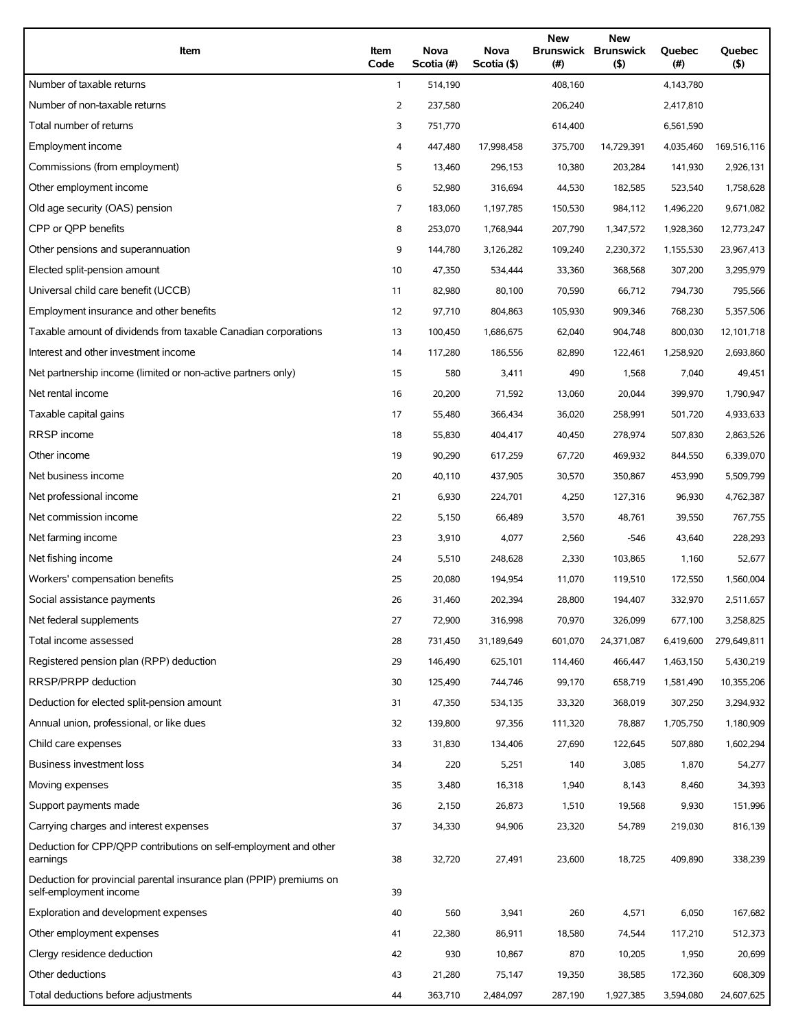| Item | Item Code | Nova Scotia (#) | Nova Scotia ($) | New Brunswick (#) | New Brunswick ($) | Quebec (#) | Quebec ($) |
|---|---|---|---|---|---|---|---|
| Number of taxable returns | 1 | 514,190 | | 408,160 | | 4,143,780 | |
| Number of non-taxable returns | 2 | 237,580 | | 206,240 | | 2,417,810 | |
| Total number of returns | 3 | 751,770 | | 614,400 | | 6,561,590 | |
| Employment income | 4 | 447,480 | 17,998,458 | 375,700 | 14,729,391 | 4,035,460 | 169,516,116 |
| Commissions (from employment) | 5 | 13,460 | 296,153 | 10,380 | 203,284 | 141,930 | 2,926,131 |
| Other employment income | 6 | 52,980 | 316,694 | 44,530 | 182,585 | 523,540 | 1,758,628 |
| Old age security (OAS) pension | 7 | 183,060 | 1,197,785 | 150,530 | 984,112 | 1,496,220 | 9,671,082 |
| CPP or QPP benefits | 8 | 253,070 | 1,768,944 | 207,790 | 1,347,572 | 1,928,360 | 12,773,247 |
| Other pensions and superannuation | 9 | 144,780 | 3,126,282 | 109,240 | 2,230,372 | 1,155,530 | 23,967,413 |
| Elected split-pension amount | 10 | 47,350 | 534,444 | 33,360 | 368,568 | 307,200 | 3,295,979 |
| Universal child care benefit (UCCB) | 11 | 82,980 | 80,100 | 70,590 | 66,712 | 794,730 | 795,566 |
| Employment insurance and other benefits | 12 | 97,710 | 804,863 | 105,930 | 909,346 | 768,230 | 5,357,506 |
| Taxable amount of dividends from taxable Canadian corporations | 13 | 100,450 | 1,686,675 | 62,040 | 904,748 | 800,030 | 12,101,718 |
| Interest and other investment income | 14 | 117,280 | 186,556 | 82,890 | 122,461 | 1,258,920 | 2,693,860 |
| Net partnership income (limited or non-active partners only) | 15 | 580 | 3,411 | 490 | 1,568 | 7,040 | 49,451 |
| Net rental income | 16 | 20,200 | 71,592 | 13,060 | 20,044 | 399,970 | 1,790,947 |
| Taxable capital gains | 17 | 55,480 | 366,434 | 36,020 | 258,991 | 501,720 | 4,933,633 |
| RRSP income | 18 | 55,830 | 404,417 | 40,450 | 278,974 | 507,830 | 2,863,526 |
| Other income | 19 | 90,290 | 617,259 | 67,720 | 469,932 | 844,550 | 6,339,070 |
| Net business income | 20 | 40,110 | 437,905 | 30,570 | 350,867 | 453,990 | 5,509,799 |
| Net professional income | 21 | 6,930 | 224,701 | 4,250 | 127,316 | 96,930 | 4,762,387 |
| Net commission income | 22 | 5,150 | 66,489 | 3,570 | 48,761 | 39,550 | 767,755 |
| Net farming income | 23 | 3,910 | 4,077 | 2,560 | -546 | 43,640 | 228,293 |
| Net fishing income | 24 | 5,510 | 248,628 | 2,330 | 103,865 | 1,160 | 52,677 |
| Workers' compensation benefits | 25 | 20,080 | 194,954 | 11,070 | 119,510 | 172,550 | 1,560,004 |
| Social assistance payments | 26 | 31,460 | 202,394 | 28,800 | 194,407 | 332,970 | 2,511,657 |
| Net federal supplements | 27 | 72,900 | 316,998 | 70,970 | 326,099 | 677,100 | 3,258,825 |
| Total income assessed | 28 | 731,450 | 31,189,649 | 601,070 | 24,371,087 | 6,419,600 | 279,649,811 |
| Registered pension plan (RPP) deduction | 29 | 146,490 | 625,101 | 114,460 | 466,447 | 1,463,150 | 5,430,219 |
| RRSP/PRPP deduction | 30 | 125,490 | 744,746 | 99,170 | 658,719 | 1,581,490 | 10,355,206 |
| Deduction for elected split-pension amount | 31 | 47,350 | 534,135 | 33,320 | 368,019 | 307,250 | 3,294,932 |
| Annual union, professional, or like dues | 32 | 139,800 | 97,356 | 111,320 | 78,887 | 1,705,750 | 1,180,909 |
| Child care expenses | 33 | 31,830 | 134,406 | 27,690 | 122,645 | 507,880 | 1,602,294 |
| Business investment loss | 34 | 220 | 5,251 | 140 | 3,085 | 1,870 | 54,277 |
| Moving expenses | 35 | 3,480 | 16,318 | 1,940 | 8,143 | 8,460 | 34,393 |
| Support payments made | 36 | 2,150 | 26,873 | 1,510 | 19,568 | 9,930 | 151,996 |
| Carrying charges and interest expenses | 37 | 34,330 | 94,906 | 23,320 | 54,789 | 219,030 | 816,139 |
| Deduction for CPP/QPP contributions on self-employment and other earnings | 38 | 32,720 | 27,491 | 23,600 | 18,725 | 409,890 | 338,239 |
| Deduction for provincial parental insurance plan (PPIP) premiums on self-employment income | 39 | | | | | | |
| Exploration and development expenses | 40 | 560 | 3,941 | 260 | 4,571 | 6,050 | 167,682 |
| Other employment expenses | 41 | 22,380 | 86,911 | 18,580 | 74,544 | 117,210 | 512,373 |
| Clergy residence deduction | 42 | 930 | 10,867 | 870 | 10,205 | 1,950 | 20,699 |
| Other deductions | 43 | 21,280 | 75,147 | 19,350 | 38,585 | 172,360 | 608,309 |
| Total deductions before adjustments | 44 | 363,710 | 2,484,097 | 287,190 | 1,927,385 | 3,594,080 | 24,607,625 |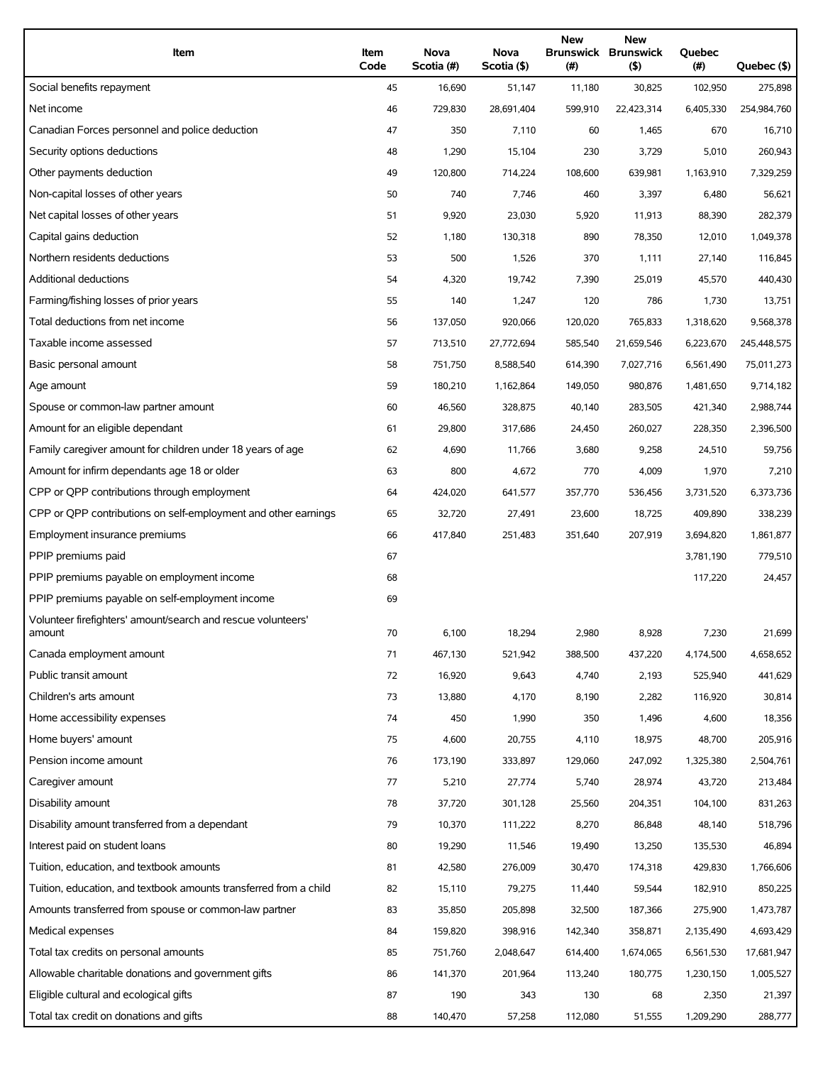| Item | Item Code | Nova Scotia (#) | Nova Scotia ($) | New Brunswick (#) | New Brunswick ($) | Quebec (#) | Quebec ($) |
|---|---|---|---|---|---|---|---|
| Social benefits repayment | 45 | 16,690 | 51,147 | 11,180 | 30,825 | 102,950 | 275,898 |
| Net income | 46 | 729,830 | 28,691,404 | 599,910 | 22,423,314 | 6,405,330 | 254,984,760 |
| Canadian Forces personnel and police deduction | 47 | 350 | 7,110 | 60 | 1,465 | 670 | 16,710 |
| Security options deductions | 48 | 1,290 | 15,104 | 230 | 3,729 | 5,010 | 260,943 |
| Other payments deduction | 49 | 120,800 | 714,224 | 108,600 | 639,981 | 1,163,910 | 7,329,259 |
| Non-capital losses of other years | 50 | 740 | 7,746 | 460 | 3,397 | 6,480 | 56,621 |
| Net capital losses of other years | 51 | 9,920 | 23,030 | 5,920 | 11,913 | 88,390 | 282,379 |
| Capital gains deduction | 52 | 1,180 | 130,318 | 890 | 78,350 | 12,010 | 1,049,378 |
| Northern residents deductions | 53 | 500 | 1,526 | 370 | 1,111 | 27,140 | 116,845 |
| Additional deductions | 54 | 4,320 | 19,742 | 7,390 | 25,019 | 45,570 | 440,430 |
| Farming/fishing losses of prior years | 55 | 140 | 1,247 | 120 | 786 | 1,730 | 13,751 |
| Total deductions from net income | 56 | 137,050 | 920,066 | 120,020 | 765,833 | 1,318,620 | 9,568,378 |
| Taxable income assessed | 57 | 713,510 | 27,772,694 | 585,540 | 21,659,546 | 6,223,670 | 245,448,575 |
| Basic personal amount | 58 | 751,750 | 8,588,540 | 614,390 | 7,027,716 | 6,561,490 | 75,011,273 |
| Age amount | 59 | 180,210 | 1,162,864 | 149,050 | 980,876 | 1,481,650 | 9,714,182 |
| Spouse or common-law partner amount | 60 | 46,560 | 328,875 | 40,140 | 283,505 | 421,340 | 2,988,744 |
| Amount for an eligible dependant | 61 | 29,800 | 317,686 | 24,450 | 260,027 | 228,350 | 2,396,500 |
| Family caregiver amount for children under 18 years of age | 62 | 4,690 | 11,766 | 3,680 | 9,258 | 24,510 | 59,756 |
| Amount for infirm dependants age 18 or older | 63 | 800 | 4,672 | 770 | 4,009 | 1,970 | 7,210 |
| CPP or QPP contributions through employment | 64 | 424,020 | 641,577 | 357,770 | 536,456 | 3,731,520 | 6,373,736 |
| CPP or QPP contributions on self-employment and other earnings | 65 | 32,720 | 27,491 | 23,600 | 18,725 | 409,890 | 338,239 |
| Employment insurance premiums | 66 | 417,840 | 251,483 | 351,640 | 207,919 | 3,694,820 | 1,861,877 |
| PPIP premiums paid | 67 | | | | | 3,781,190 | 779,510 |
| PPIP premiums payable on employment income | 68 | | | | | 117,220 | 24,457 |
| PPIP premiums payable on self-employment income | 69 | | | | | | |
| Volunteer firefighters' amount/search and rescue volunteers' amount | 70 | 6,100 | 18,294 | 2,980 | 8,928 | 7,230 | 21,699 |
| Canada employment amount | 71 | 467,130 | 521,942 | 388,500 | 437,220 | 4,174,500 | 4,658,652 |
| Public transit amount | 72 | 16,920 | 9,643 | 4,740 | 2,193 | 525,940 | 441,629 |
| Children's arts amount | 73 | 13,880 | 4,170 | 8,190 | 2,282 | 116,920 | 30,814 |
| Home accessibility expenses | 74 | 450 | 1,990 | 350 | 1,496 | 4,600 | 18,356 |
| Home buyers' amount | 75 | 4,600 | 20,755 | 4,110 | 18,975 | 48,700 | 205,916 |
| Pension income amount | 76 | 173,190 | 333,897 | 129,060 | 247,092 | 1,325,380 | 2,504,761 |
| Caregiver amount | 77 | 5,210 | 27,774 | 5,740 | 28,974 | 43,720 | 213,484 |
| Disability amount | 78 | 37,720 | 301,128 | 25,560 | 204,351 | 104,100 | 831,263 |
| Disability amount transferred from a dependant | 79 | 10,370 | 111,222 | 8,270 | 86,848 | 48,140 | 518,796 |
| Interest paid on student loans | 80 | 19,290 | 11,546 | 19,490 | 13,250 | 135,530 | 46,894 |
| Tuition, education, and textbook amounts | 81 | 42,580 | 276,009 | 30,470 | 174,318 | 429,830 | 1,766,606 |
| Tuition, education, and textbook amounts transferred from a child | 82 | 15,110 | 79,275 | 11,440 | 59,544 | 182,910 | 850,225 |
| Amounts transferred from spouse or common-law partner | 83 | 35,850 | 205,898 | 32,500 | 187,366 | 275,900 | 1,473,787 |
| Medical expenses | 84 | 159,820 | 398,916 | 142,340 | 358,871 | 2,135,490 | 4,693,429 |
| Total tax credits on personal amounts | 85 | 751,760 | 2,048,647 | 614,400 | 1,674,065 | 6,561,530 | 17,681,947 |
| Allowable charitable donations and government gifts | 86 | 141,370 | 201,964 | 113,240 | 180,775 | 1,230,150 | 1,005,527 |
| Eligible cultural and ecological gifts | 87 | 190 | 343 | 130 | 68 | 2,350 | 21,397 |
| Total tax credit on donations and gifts | 88 | 140,470 | 57,258 | 112,080 | 51,555 | 1,209,290 | 288,777 |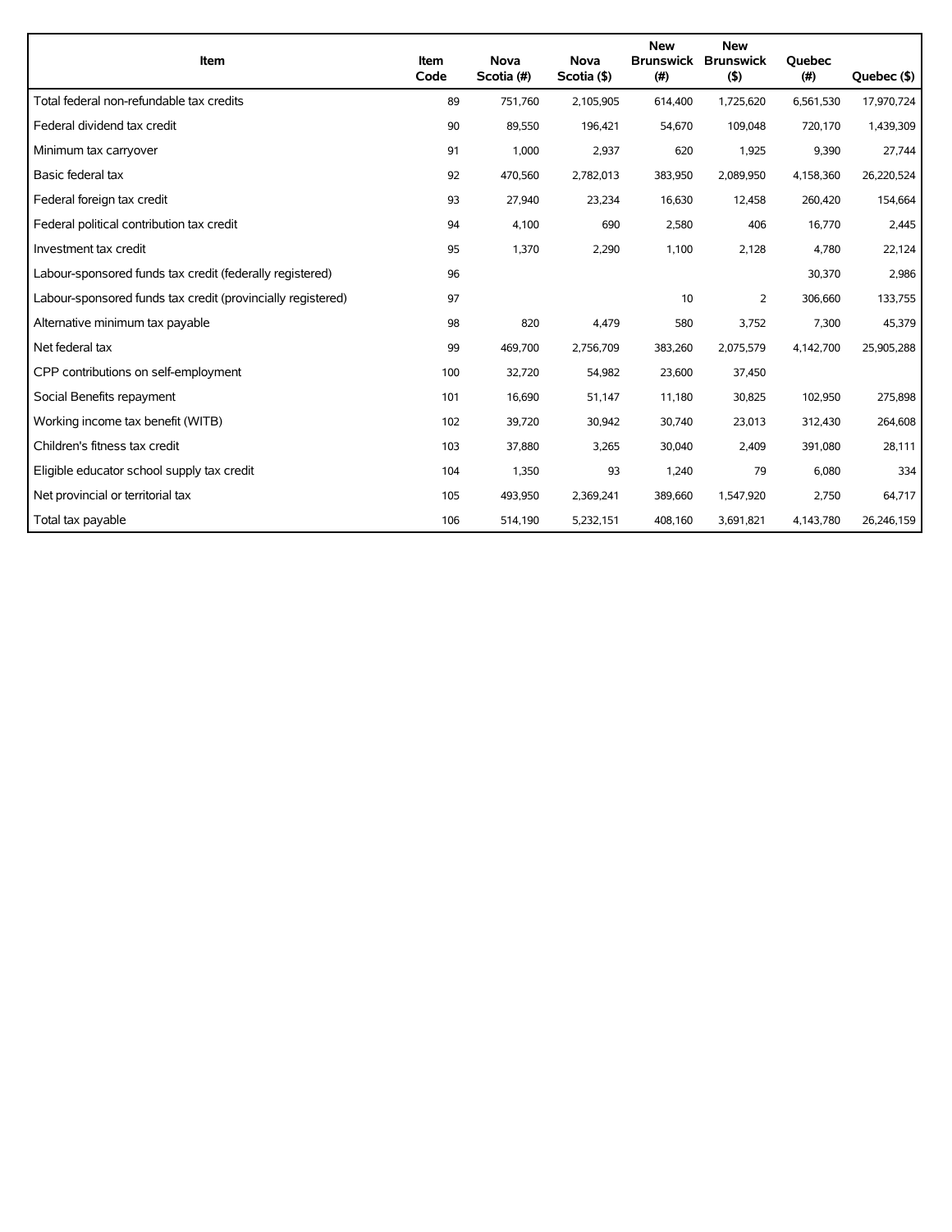| Item | Item Code | Nova Scotia (#) | Nova Scotia ($) | New Brunswick (#) | New Brunswick ($) | Quebec (#) | Quebec ($) |
|---|---|---|---|---|---|---|---|
| Total federal non-refundable tax credits | 89 | 751,760 | 2,105,905 | 614,400 | 1,725,620 | 6,561,530 | 17,970,724 |
| Federal dividend tax credit | 90 | 89,550 | 196,421 | 54,670 | 109,048 | 720,170 | 1,439,309 |
| Minimum tax carryover | 91 | 1,000 | 2,937 | 620 | 1,925 | 9,390 | 27,744 |
| Basic federal tax | 92 | 470,560 | 2,782,013 | 383,950 | 2,089,950 | 4,158,360 | 26,220,524 |
| Federal foreign tax credit | 93 | 27,940 | 23,234 | 16,630 | 12,458 | 260,420 | 154,664 |
| Federal political contribution tax credit | 94 | 4,100 | 690 | 2,580 | 406 | 16,770 | 2,445 |
| Investment tax credit | 95 | 1,370 | 2,290 | 1,100 | 2,128 | 4,780 | 22,124 |
| Labour-sponsored funds tax credit (federally registered) | 96 | | | | | 30,370 | 2,986 |
| Labour-sponsored funds tax credit (provincially registered) | 97 | | | 10 | 2 | 306,660 | 133,755 |
| Alternative minimum tax payable | 98 | 820 | 4,479 | 580 | 3,752 | 7,300 | 45,379 |
| Net federal tax | 99 | 469,700 | 2,756,709 | 383,260 | 2,075,579 | 4,142,700 | 25,905,288 |
| CPP contributions on self-employment | 100 | 32,720 | 54,982 | 23,600 | 37,450 | | |
| Social Benefits repayment | 101 | 16,690 | 51,147 | 11,180 | 30,825 | 102,950 | 275,898 |
| Working income tax benefit (WITB) | 102 | 39,720 | 30,942 | 30,740 | 23,013 | 312,430 | 264,608 |
| Children's fitness tax credit | 103 | 37,880 | 3,265 | 30,040 | 2,409 | 391,080 | 28,111 |
| Eligible educator school supply tax credit | 104 | 1,350 | 93 | 1,240 | 79 | 6,080 | 334 |
| Net provincial or territorial tax | 105 | 493,950 | 2,369,241 | 389,660 | 1,547,920 | 2,750 | 64,717 |
| Total tax payable | 106 | 514,190 | 5,232,151 | 408,160 | 3,691,821 | 4,143,780 | 26,246,159 |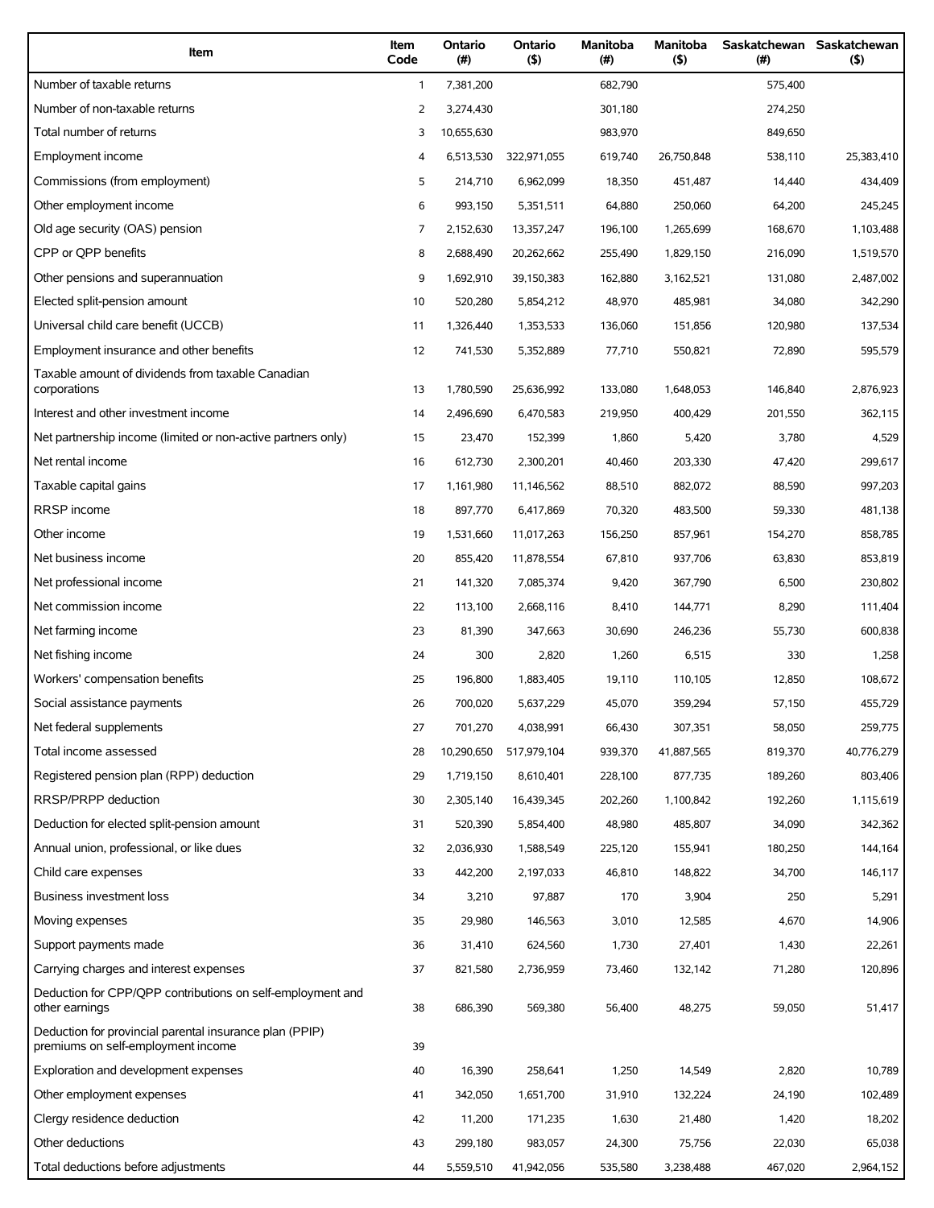| Item | Item Code | Ontario (#) | Ontario ($) | Manitoba (#) | Manitoba ($) | Saskatchewan (#) | Saskatchewan ($) |
|---|---|---|---|---|---|---|---|
| Number of taxable returns | 1 | 7,381,200 | | 682,790 | | 575,400 | |
| Number of non-taxable returns | 2 | 3,274,430 | | 301,180 | | 274,250 | |
| Total number of returns | 3 | 10,655,630 | | 983,970 | | 849,650 | |
| Employment income | 4 | 6,513,530 | 322,971,055 | 619,740 | 26,750,848 | 538,110 | 25,383,410 |
| Commissions (from employment) | 5 | 214,710 | 6,962,099 | 18,350 | 451,487 | 14,440 | 434,409 |
| Other employment income | 6 | 993,150 | 5,351,511 | 64,880 | 250,060 | 64,200 | 245,245 |
| Old age security (OAS) pension | 7 | 2,152,630 | 13,357,247 | 196,100 | 1,265,699 | 168,670 | 1,103,488 |
| CPP or QPP benefits | 8 | 2,688,490 | 20,262,662 | 255,490 | 1,829,150 | 216,090 | 1,519,570 |
| Other pensions and superannuation | 9 | 1,692,910 | 39,150,383 | 162,880 | 3,162,521 | 131,080 | 2,487,002 |
| Elected split-pension amount | 10 | 520,280 | 5,854,212 | 48,970 | 485,981 | 34,080 | 342,290 |
| Universal child care benefit (UCCB) | 11 | 1,326,440 | 1,353,533 | 136,060 | 151,856 | 120,980 | 137,534 |
| Employment insurance and other benefits | 12 | 741,530 | 5,352,889 | 77,710 | 550,821 | 72,890 | 595,579 |
| Taxable amount of dividends from taxable Canadian corporations | 13 | 1,780,590 | 25,636,992 | 133,080 | 1,648,053 | 146,840 | 2,876,923 |
| Interest and other investment income | 14 | 2,496,690 | 6,470,583 | 219,950 | 400,429 | 201,550 | 362,115 |
| Net partnership income (limited or non-active partners only) | 15 | 23,470 | 152,399 | 1,860 | 5,420 | 3,780 | 4,529 |
| Net rental income | 16 | 612,730 | 2,300,201 | 40,460 | 203,330 | 47,420 | 299,617 |
| Taxable capital gains | 17 | 1,161,980 | 11,146,562 | 88,510 | 882,072 | 88,590 | 997,203 |
| RRSP income | 18 | 897,770 | 6,417,869 | 70,320 | 483,500 | 59,330 | 481,138 |
| Other income | 19 | 1,531,660 | 11,017,263 | 156,250 | 857,961 | 154,270 | 858,785 |
| Net business income | 20 | 855,420 | 11,878,554 | 67,810 | 937,706 | 63,830 | 853,819 |
| Net professional income | 21 | 141,320 | 7,085,374 | 9,420 | 367,790 | 6,500 | 230,802 |
| Net commission income | 22 | 113,100 | 2,668,116 | 8,410 | 144,771 | 8,290 | 111,404 |
| Net farming income | 23 | 81,390 | 347,663 | 30,690 | 246,236 | 55,730 | 600,838 |
| Net fishing income | 24 | 300 | 2,820 | 1,260 | 6,515 | 330 | 1,258 |
| Workers' compensation benefits | 25 | 196,800 | 1,883,405 | 19,110 | 110,105 | 12,850 | 108,672 |
| Social assistance payments | 26 | 700,020 | 5,637,229 | 45,070 | 359,294 | 57,150 | 455,729 |
| Net federal supplements | 27 | 701,270 | 4,038,991 | 66,430 | 307,351 | 58,050 | 259,775 |
| Total income assessed | 28 | 10,290,650 | 517,979,104 | 939,370 | 41,887,565 | 819,370 | 40,776,279 |
| Registered pension plan (RPP) deduction | 29 | 1,719,150 | 8,610,401 | 228,100 | 877,735 | 189,260 | 803,406 |
| RRSP/PRPP deduction | 30 | 2,305,140 | 16,439,345 | 202,260 | 1,100,842 | 192,260 | 1,115,619 |
| Deduction for elected split-pension amount | 31 | 520,390 | 5,854,400 | 48,980 | 485,807 | 34,090 | 342,362 |
| Annual union, professional, or like dues | 32 | 2,036,930 | 1,588,549 | 225,120 | 155,941 | 180,250 | 144,164 |
| Child care expenses | 33 | 442,200 | 2,197,033 | 46,810 | 148,822 | 34,700 | 146,117 |
| Business investment loss | 34 | 3,210 | 97,887 | 170 | 3,904 | 250 | 5,291 |
| Moving expenses | 35 | 29,980 | 146,563 | 3,010 | 12,585 | 4,670 | 14,906 |
| Support payments made | 36 | 31,410 | 624,560 | 1,730 | 27,401 | 1,430 | 22,261 |
| Carrying charges and interest expenses | 37 | 821,580 | 2,736,959 | 73,460 | 132,142 | 71,280 | 120,896 |
| Deduction for CPP/QPP contributions on self-employment and other earnings | 38 | 686,390 | 569,380 | 56,400 | 48,275 | 59,050 | 51,417 |
| Deduction for provincial parental insurance plan (PPIP) premiums on self-employment income | 39 | | | | | | |
| Exploration and development expenses | 40 | 16,390 | 258,641 | 1,250 | 14,549 | 2,820 | 10,789 |
| Other employment expenses | 41 | 342,050 | 1,651,700 | 31,910 | 132,224 | 24,190 | 102,489 |
| Clergy residence deduction | 42 | 11,200 | 171,235 | 1,630 | 21,480 | 1,420 | 18,202 |
| Other deductions | 43 | 299,180 | 983,057 | 24,300 | 75,756 | 22,030 | 65,038 |
| Total deductions before adjustments | 44 | 5,559,510 | 41,942,056 | 535,580 | 3,238,488 | 467,020 | 2,964,152 |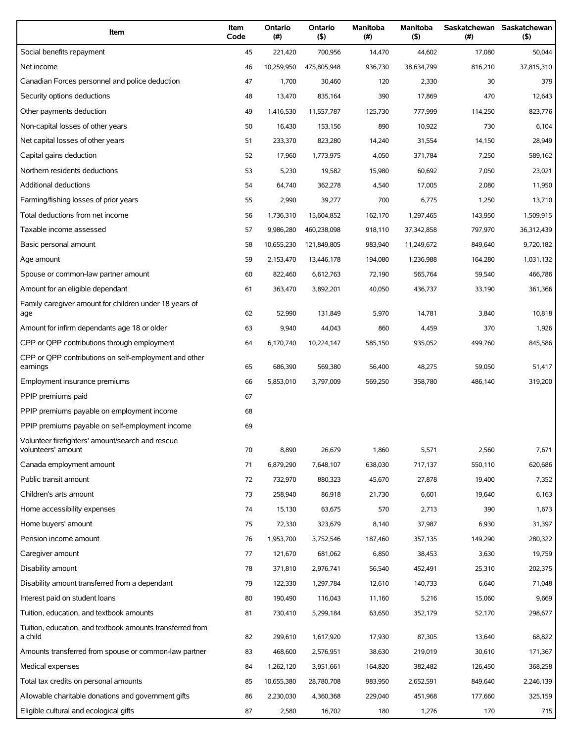| Item | Item Code | Ontario (#) | Ontario ($) | Manitoba (#) | Manitoba ($) | Saskatchewan (#) | Saskatchewan ($) |
|---|---|---|---|---|---|---|---|
| Social benefits repayment | 45 | 221,420 | 700,956 | 14,470 | 44,602 | 17,080 | 50,044 |
| Net income | 46 | 10,259,950 | 475,805,948 | 936,730 | 38,634,799 | 816,210 | 37,815,310 |
| Canadian Forces personnel and police deduction | 47 | 1,700 | 30,460 | 120 | 2,330 | 30 | 379 |
| Security options deductions | 48 | 13,470 | 835,164 | 390 | 17,869 | 470 | 12,643 |
| Other payments deduction | 49 | 1,416,530 | 11,557,787 | 125,730 | 777,999 | 114,250 | 823,776 |
| Non-capital losses of other years | 50 | 16,430 | 153,156 | 890 | 10,922 | 730 | 6,104 |
| Net capital losses of other years | 51 | 233,370 | 823,280 | 14,240 | 31,554 | 14,150 | 28,949 |
| Capital gains deduction | 52 | 17,960 | 1,773,975 | 4,050 | 371,784 | 7,250 | 589,162 |
| Northern residents deductions | 53 | 5,230 | 19,582 | 15,980 | 60,692 | 7,050 | 23,021 |
| Additional deductions | 54 | 64,740 | 362,278 | 4,540 | 17,005 | 2,080 | 11,950 |
| Farming/fishing losses of prior years | 55 | 2,990 | 39,277 | 700 | 6,775 | 1,250 | 13,710 |
| Total deductions from net income | 56 | 1,736,310 | 15,604,852 | 162,170 | 1,297,465 | 143,950 | 1,509,915 |
| Taxable income assessed | 57 | 9,986,280 | 460,238,098 | 918,110 | 37,342,858 | 797,970 | 36,312,439 |
| Basic personal amount | 58 | 10,655,230 | 121,849,805 | 983,940 | 11,249,672 | 849,640 | 9,720,182 |
| Age amount | 59 | 2,153,470 | 13,446,178 | 194,080 | 1,236,988 | 164,280 | 1,031,132 |
| Spouse or common-law partner amount | 60 | 822,460 | 6,612,763 | 72,190 | 565,764 | 59,540 | 466,786 |
| Amount for an eligible dependant | 61 | 363,470 | 3,892,201 | 40,050 | 436,737 | 33,190 | 361,366 |
| Family caregiver amount for children under 18 years of age | 62 | 52,990 | 131,849 | 5,970 | 14,781 | 3,840 | 10,818 |
| Amount for infirm dependants age 18 or older | 63 | 9,940 | 44,043 | 860 | 4,459 | 370 | 1,926 |
| CPP or QPP contributions through employment | 64 | 6,170,740 | 10,224,147 | 585,150 | 935,052 | 499,760 | 845,586 |
| CPP or QPP contributions on self-employment and other earnings | 65 | 686,390 | 569,380 | 56,400 | 48,275 | 59,050 | 51,417 |
| Employment insurance premiums | 66 | 5,853,010 | 3,797,009 | 569,250 | 358,780 | 486,140 | 319,200 |
| PPIP premiums paid | 67 | | | | | | |
| PPIP premiums payable on employment income | 68 | | | | | | |
| PPIP premiums payable on self-employment income | 69 | | | | | | |
| Volunteer firefighters' amount/search and rescue volunteers' amount | 70 | 8,890 | 26,679 | 1,860 | 5,571 | 2,560 | 7,671 |
| Canada employment amount | 71 | 6,879,290 | 7,648,107 | 638,030 | 717,137 | 550,110 | 620,686 |
| Public transit amount | 72 | 732,970 | 880,323 | 45,670 | 27,878 | 19,400 | 7,352 |
| Children's arts amount | 73 | 258,940 | 86,918 | 21,730 | 6,601 | 19,640 | 6,163 |
| Home accessibility expenses | 74 | 15,130 | 63,675 | 570 | 2,713 | 390 | 1,673 |
| Home buyers' amount | 75 | 72,330 | 323,679 | 8,140 | 37,987 | 6,930 | 31,397 |
| Pension income amount | 76 | 1,953,700 | 3,752,546 | 187,460 | 357,135 | 149,290 | 280,322 |
| Caregiver amount | 77 | 121,670 | 681,062 | 6,850 | 38,453 | 3,630 | 19,759 |
| Disability amount | 78 | 371,810 | 2,976,741 | 56,540 | 452,491 | 25,310 | 202,375 |
| Disability amount transferred from a dependant | 79 | 122,330 | 1,297,784 | 12,610 | 140,733 | 6,640 | 71,048 |
| Interest paid on student loans | 80 | 190,490 | 116,043 | 11,160 | 5,216 | 15,060 | 9,669 |
| Tuition, education, and textbook amounts | 81 | 730,410 | 5,299,184 | 63,650 | 352,179 | 52,170 | 298,677 |
| Tuition, education, and textbook amounts transferred from a child | 82 | 299,610 | 1,617,920 | 17,930 | 87,305 | 13,640 | 68,822 |
| Amounts transferred from spouse or common-law partner | 83 | 468,600 | 2,576,951 | 38,630 | 219,019 | 30,610 | 171,367 |
| Medical expenses | 84 | 1,262,120 | 3,951,661 | 164,820 | 382,482 | 126,450 | 368,258 |
| Total tax credits on personal amounts | 85 | 10,655,380 | 28,780,708 | 983,950 | 2,652,591 | 849,640 | 2,246,139 |
| Allowable charitable donations and government gifts | 86 | 2,230,030 | 4,360,368 | 229,040 | 451,968 | 177,660 | 325,159 |
| Eligible cultural and ecological gifts | 87 | 2,580 | 16,702 | 180 | 1,276 | 170 | 715 |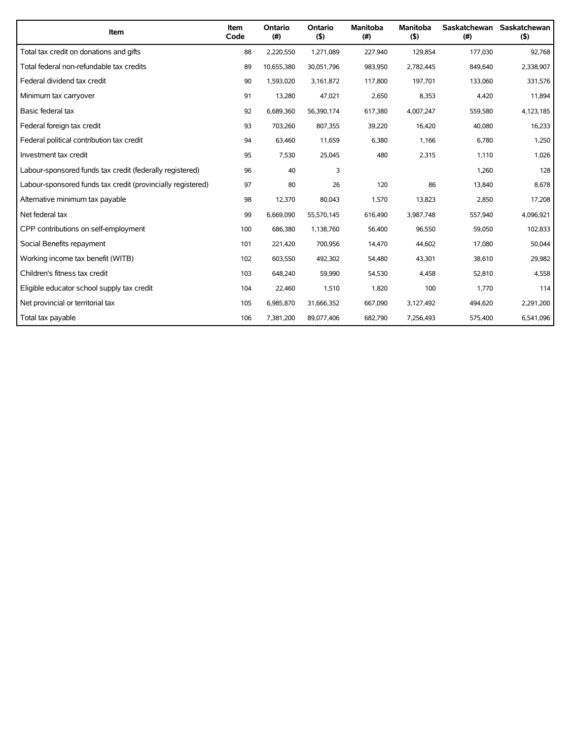| Item | Item Code | Ontario (#) | Ontario ($) | Manitoba (#) | Manitoba ($) | Saskatchewan (#) | Saskatchewan ($) |
|---|---|---|---|---|---|---|---|
| Total tax credit on donations and gifts | 88 | 2,220,550 | 1,271,089 | 227,940 | 129,854 | 177,030 | 92,768 |
| Total federal non-refundable tax credits | 89 | 10,655,380 | 30,051,796 | 983,950 | 2,782,445 | 849,640 | 2,338,907 |
| Federal dividend tax credit | 90 | 1,593,020 | 3,161,872 | 117,800 | 197,701 | 133,060 | 331,576 |
| Minimum tax carryover | 91 | 13,280 | 47,021 | 2,650 | 8,353 | 4,420 | 11,894 |
| Basic federal tax | 92 | 6,689,360 | 56,390,174 | 617,380 | 4,007,247 | 559,580 | 4,123,185 |
| Federal foreign tax credit | 93 | 703,260 | 807,355 | 39,220 | 16,420 | 40,080 | 16,233 |
| Federal political contribution tax credit | 94 | 63,460 | 11,659 | 6,380 | 1,166 | 6,780 | 1,250 |
| Investment tax credit | 95 | 7,530 | 25,045 | 480 | 2,315 | 1,110 | 1,026 |
| Labour-sponsored funds tax credit (federally registered) | 96 | 40 | 3 | | | 1,260 | 128 |
| Labour-sponsored funds tax credit (provincially registered) | 97 | 80 | 26 | 120 | 86 | 13,840 | 8,678 |
| Alternative minimum tax payable | 98 | 12,370 | 80,043 | 1,570 | 13,823 | 2,850 | 17,208 |
| Net federal tax | 99 | 6,669,090 | 55,570,145 | 616,490 | 3,987,748 | 557,940 | 4,096,921 |
| CPP contributions on self-employment | 100 | 686,380 | 1,138,760 | 56,400 | 96,550 | 59,050 | 102,833 |
| Social Benefits repayment | 101 | 221,420 | 700,956 | 14,470 | 44,602 | 17,080 | 50,044 |
| Working income tax benefit (WITB) | 102 | 603,550 | 492,302 | 54,480 | 43,301 | 38,610 | 29,982 |
| Children's fitness tax credit | 103 | 648,240 | 59,990 | 54,530 | 4,458 | 52,810 | 4,558 |
| Eligible educator school supply tax credit | 104 | 22,460 | 1,510 | 1,820 | 100 | 1,770 | 114 |
| Net provincial or territorial tax | 105 | 6,985,870 | 31,666,352 | 667,090 | 3,127,492 | 494,620 | 2,291,200 |
| Total tax payable | 106 | 7,381,200 | 89,077,406 | 682,790 | 7,256,493 | 575,400 | 6,541,096 |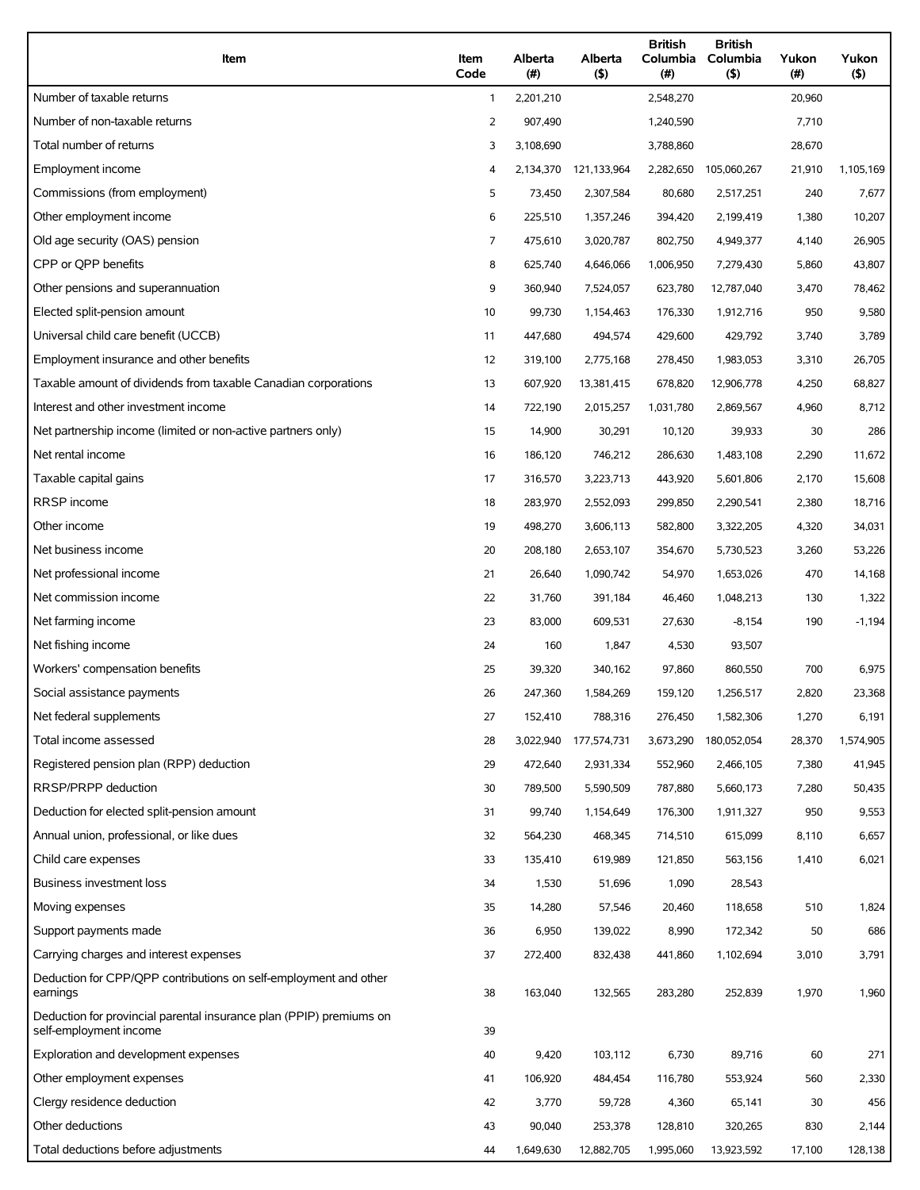| Item | Item Code | Alberta (#) | Alberta ($) | British Columbia (#) | British Columbia ($) | Yukon (#) | Yukon ($) |
|---|---|---|---|---|---|---|---|
| Number of taxable returns | 1 | 2,201,210 | | 2,548,270 | | 20,960 | |
| Number of non-taxable returns | 2 | 907,490 | | 1,240,590 | | 7,710 | |
| Total number of returns | 3 | 3,108,690 | | 3,788,860 | | 28,670 | |
| Employment income | 4 | 2,134,370 | 121,133,964 | 2,282,650 | 105,060,267 | 21,910 | 1,105,169 |
| Commissions (from employment) | 5 | 73,450 | 2,307,584 | 80,680 | 2,517,251 | 240 | 7,677 |
| Other employment income | 6 | 225,510 | 1,357,246 | 394,420 | 2,199,419 | 1,380 | 10,207 |
| Old age security (OAS) pension | 7 | 475,610 | 3,020,787 | 802,750 | 4,949,377 | 4,140 | 26,905 |
| CPP or QPP benefits | 8 | 625,740 | 4,646,066 | 1,006,950 | 7,279,430 | 5,860 | 43,807 |
| Other pensions and superannuation | 9 | 360,940 | 7,524,057 | 623,780 | 12,787,040 | 3,470 | 78,462 |
| Elected split-pension amount | 10 | 99,730 | 1,154,463 | 176,330 | 1,912,716 | 950 | 9,580 |
| Universal child care benefit (UCCB) | 11 | 447,680 | 494,574 | 429,600 | 429,792 | 3,740 | 3,789 |
| Employment insurance and other benefits | 12 | 319,100 | 2,775,168 | 278,450 | 1,983,053 | 3,310 | 26,705 |
| Taxable amount of dividends from taxable Canadian corporations | 13 | 607,920 | 13,381,415 | 678,820 | 12,906,778 | 4,250 | 68,827 |
| Interest and other investment income | 14 | 722,190 | 2,015,257 | 1,031,780 | 2,869,567 | 4,960 | 8,712 |
| Net partnership income (limited or non-active partners only) | 15 | 14,900 | 30,291 | 10,120 | 39,933 | 30 | 286 |
| Net rental income | 16 | 186,120 | 746,212 | 286,630 | 1,483,108 | 2,290 | 11,672 |
| Taxable capital gains | 17 | 316,570 | 3,223,713 | 443,920 | 5,601,806 | 2,170 | 15,608 |
| RRSP income | 18 | 283,970 | 2,552,093 | 299,850 | 2,290,541 | 2,380 | 18,716 |
| Other income | 19 | 498,270 | 3,606,113 | 582,800 | 3,322,205 | 4,320 | 34,031 |
| Net business income | 20 | 208,180 | 2,653,107 | 354,670 | 5,730,523 | 3,260 | 53,226 |
| Net professional income | 21 | 26,640 | 1,090,742 | 54,970 | 1,653,026 | 470 | 14,168 |
| Net commission income | 22 | 31,760 | 391,184 | 46,460 | 1,048,213 | 130 | 1,322 |
| Net farming income | 23 | 83,000 | 609,531 | 27,630 | -8,154 | 190 | -1,194 |
| Net fishing income | 24 | 160 | 1,847 | 4,530 | 93,507 | | |
| Workers' compensation benefits | 25 | 39,320 | 340,162 | 97,860 | 860,550 | 700 | 6,975 |
| Social assistance payments | 26 | 247,360 | 1,584,269 | 159,120 | 1,256,517 | 2,820 | 23,368 |
| Net federal supplements | 27 | 152,410 | 788,316 | 276,450 | 1,582,306 | 1,270 | 6,191 |
| Total income assessed | 28 | 3,022,940 | 177,574,731 | 3,673,290 | 180,052,054 | 28,370 | 1,574,905 |
| Registered pension plan (RPP) deduction | 29 | 472,640 | 2,931,334 | 552,960 | 2,466,105 | 7,380 | 41,945 |
| RRSP/PRPP deduction | 30 | 789,500 | 5,590,509 | 787,880 | 5,660,173 | 7,280 | 50,435 |
| Deduction for elected split-pension amount | 31 | 99,740 | 1,154,649 | 176,300 | 1,911,327 | 950 | 9,553 |
| Annual union, professional, or like dues | 32 | 564,230 | 468,345 | 714,510 | 615,099 | 8,110 | 6,657 |
| Child care expenses | 33 | 135,410 | 619,989 | 121,850 | 563,156 | 1,410 | 6,021 |
| Business investment loss | 34 | 1,530 | 51,696 | 1,090 | 28,543 | | |
| Moving expenses | 35 | 14,280 | 57,546 | 20,460 | 118,658 | 510 | 1,824 |
| Support payments made | 36 | 6,950 | 139,022 | 8,990 | 172,342 | 50 | 686 |
| Carrying charges and interest expenses | 37 | 272,400 | 832,438 | 441,860 | 1,102,694 | 3,010 | 3,791 |
| Deduction for CPP/QPP contributions on self-employment and other earnings | 38 | 163,040 | 132,565 | 283,280 | 252,839 | 1,970 | 1,960 |
| Deduction for provincial parental insurance plan (PPIP) premiums on self-employment income | 39 | | | | | | |
| Exploration and development expenses | 40 | 9,420 | 103,112 | 6,730 | 89,716 | 60 | 271 |
| Other employment expenses | 41 | 106,920 | 484,454 | 116,780 | 553,924 | 560 | 2,330 |
| Clergy residence deduction | 42 | 3,770 | 59,728 | 4,360 | 65,141 | 30 | 456 |
| Other deductions | 43 | 90,040 | 253,378 | 128,810 | 320,265 | 830 | 2,144 |
| Total deductions before adjustments | 44 | 1,649,630 | 12,882,705 | 1,995,060 | 13,923,592 | 17,100 | 128,138 |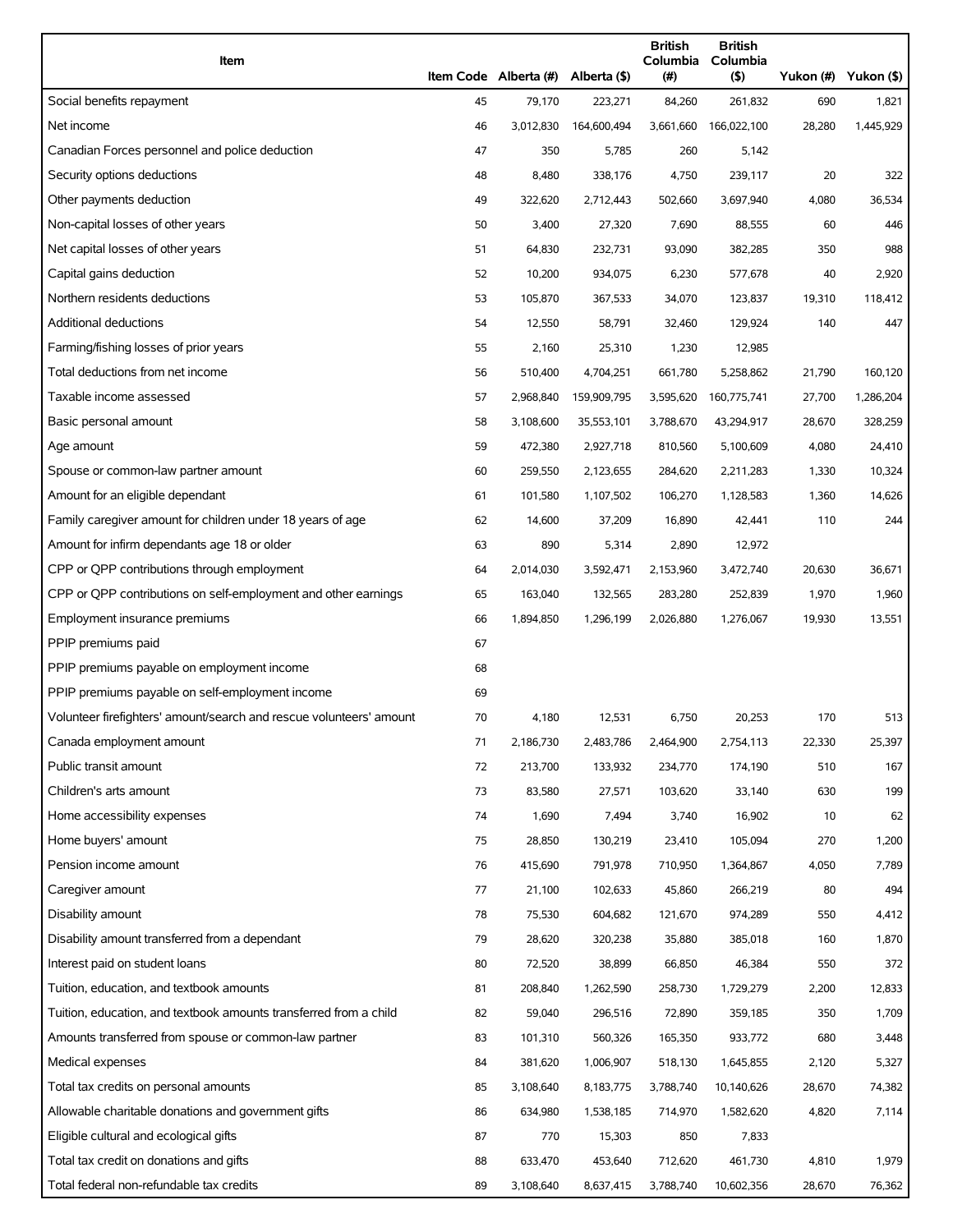| Item | Item Code | Alberta (#) | Alberta ($) | British Columbia (#) | British Columbia ($) | Yukon (#) | Yukon ($) |
|---|---|---|---|---|---|---|---|
| Social benefits repayment | 45 | 79,170 | 223,271 | 84,260 | 261,832 | 690 | 1,821 |
| Net income | 46 | 3,012,830 | 164,600,494 | 3,661,660 | 166,022,100 | 28,280 | 1,445,929 |
| Canadian Forces personnel and police deduction | 47 | 350 | 5,785 | 260 | 5,142 | | |
| Security options deductions | 48 | 8,480 | 338,176 | 4,750 | 239,117 | 20 | 322 |
| Other payments deduction | 49 | 322,620 | 2,712,443 | 502,660 | 3,697,940 | 4,080 | 36,534 |
| Non-capital losses of other years | 50 | 3,400 | 27,320 | 7,690 | 88,555 | 60 | 446 |
| Net capital losses of other years | 51 | 64,830 | 232,731 | 93,090 | 382,285 | 350 | 988 |
| Capital gains deduction | 52 | 10,200 | 934,075 | 6,230 | 577,678 | 40 | 2,920 |
| Northern residents deductions | 53 | 105,870 | 367,533 | 34,070 | 123,837 | 19,310 | 118,412 |
| Additional deductions | 54 | 12,550 | 58,791 | 32,460 | 129,924 | 140 | 447 |
| Farming/fishing losses of prior years | 55 | 2,160 | 25,310 | 1,230 | 12,985 | | |
| Total deductions from net income | 56 | 510,400 | 4,704,251 | 661,780 | 5,258,862 | 21,790 | 160,120 |
| Taxable income assessed | 57 | 2,968,840 | 159,909,795 | 3,595,620 | 160,775,741 | 27,700 | 1,286,204 |
| Basic personal amount | 58 | 3,108,600 | 35,553,101 | 3,788,670 | 43,294,917 | 28,670 | 328,259 |
| Age amount | 59 | 472,380 | 2,927,718 | 810,560 | 5,100,609 | 4,080 | 24,410 |
| Spouse or common-law partner amount | 60 | 259,550 | 2,123,655 | 284,620 | 2,211,283 | 1,330 | 10,324 |
| Amount for an eligible dependant | 61 | 101,580 | 1,107,502 | 106,270 | 1,128,583 | 1,360 | 14,626 |
| Family caregiver amount for children under 18 years of age | 62 | 14,600 | 37,209 | 16,890 | 42,441 | 110 | 244 |
| Amount for infirm dependants age 18 or older | 63 | 890 | 5,314 | 2,890 | 12,972 | | |
| CPP or QPP contributions through employment | 64 | 2,014,030 | 3,592,471 | 2,153,960 | 3,472,740 | 20,630 | 36,671 |
| CPP or QPP contributions on self-employment and other earnings | 65 | 163,040 | 132,565 | 283,280 | 252,839 | 1,970 | 1,960 |
| Employment insurance premiums | 66 | 1,894,850 | 1,296,199 | 2,026,880 | 1,276,067 | 19,930 | 13,551 |
| PPIP premiums paid | 67 | | | | | | |
| PPIP premiums payable on employment income | 68 | | | | | | |
| PPIP premiums payable on self-employment income | 69 | | | | | | |
| Volunteer firefighters' amount/search and rescue volunteers' amount | 70 | 4,180 | 12,531 | 6,750 | 20,253 | 170 | 513 |
| Canada employment amount | 71 | 2,186,730 | 2,483,786 | 2,464,900 | 2,754,113 | 22,330 | 25,397 |
| Public transit amount | 72 | 213,700 | 133,932 | 234,770 | 174,190 | 510 | 167 |
| Children's arts amount | 73 | 83,580 | 27,571 | 103,620 | 33,140 | 630 | 199 |
| Home accessibility expenses | 74 | 1,690 | 7,494 | 3,740 | 16,902 | 10 | 62 |
| Home buyers' amount | 75 | 28,850 | 130,219 | 23,410 | 105,094 | 270 | 1,200 |
| Pension income amount | 76 | 415,690 | 791,978 | 710,950 | 1,364,867 | 4,050 | 7,789 |
| Caregiver amount | 77 | 21,100 | 102,633 | 45,860 | 266,219 | 80 | 494 |
| Disability amount | 78 | 75,530 | 604,682 | 121,670 | 974,289 | 550 | 4,412 |
| Disability amount transferred from a dependant | 79 | 28,620 | 320,238 | 35,880 | 385,018 | 160 | 1,870 |
| Interest paid on student loans | 80 | 72,520 | 38,899 | 66,850 | 46,384 | 550 | 372 |
| Tuition, education, and textbook amounts | 81 | 208,840 | 1,262,590 | 258,730 | 1,729,279 | 2,200 | 12,833 |
| Tuition, education, and textbook amounts transferred from a child | 82 | 59,040 | 296,516 | 72,890 | 359,185 | 350 | 1,709 |
| Amounts transferred from spouse or common-law partner | 83 | 101,310 | 560,326 | 165,350 | 933,772 | 680 | 3,448 |
| Medical expenses | 84 | 381,620 | 1,006,907 | 518,130 | 1,645,855 | 2,120 | 5,327 |
| Total tax credits on personal amounts | 85 | 3,108,640 | 8,183,775 | 3,788,740 | 10,140,626 | 28,670 | 74,382 |
| Allowable charitable donations and government gifts | 86 | 634,980 | 1,538,185 | 714,970 | 1,582,620 | 4,820 | 7,114 |
| Eligible cultural and ecological gifts | 87 | 770 | 15,303 | 850 | 7,833 | | |
| Total tax credit on donations and gifts | 88 | 633,470 | 453,640 | 712,620 | 461,730 | 4,810 | 1,979 |
| Total federal non-refundable tax credits | 89 | 3,108,640 | 8,637,415 | 3,788,740 | 10,602,356 | 28,670 | 76,362 |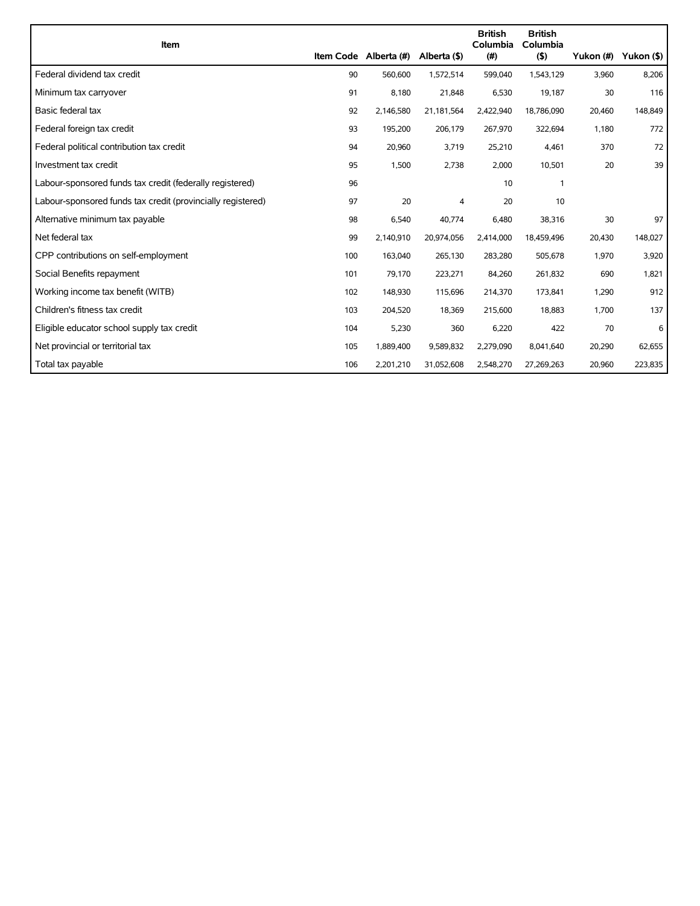| Item | Item Code | Alberta (#) | Alberta ($) | British Columbia (#) | British Columbia ($) | Yukon (#) | Yukon ($) |
|---|---|---|---|---|---|---|---|
| Federal dividend tax credit | 90 | 560,600 | 1,572,514 | 599,040 | 1,543,129 | 3,960 | 8,206 |
| Minimum tax carryover | 91 | 8,180 | 21,848 | 6,530 | 19,187 | 30 | 116 |
| Basic federal tax | 92 | 2,146,580 | 21,181,564 | 2,422,940 | 18,786,090 | 20,460 | 148,849 |
| Federal foreign tax credit | 93 | 195,200 | 206,179 | 267,970 | 322,694 | 1,180 | 772 |
| Federal political contribution tax credit | 94 | 20,960 | 3,719 | 25,210 | 4,461 | 370 | 72 |
| Investment tax credit | 95 | 1,500 | 2,738 | 2,000 | 10,501 | 20 | 39 |
| Labour-sponsored funds tax credit (federally registered) | 96 | | | 10 | 1 | | |
| Labour-sponsored funds tax credit (provincially registered) | 97 | 20 | 4 | 20 | 10 | | |
| Alternative minimum tax payable | 98 | 6,540 | 40,774 | 6,480 | 38,316 | 30 | 97 |
| Net federal tax | 99 | 2,140,910 | 20,974,056 | 2,414,000 | 18,459,496 | 20,430 | 148,027 |
| CPP contributions on self-employment | 100 | 163,040 | 265,130 | 283,280 | 505,678 | 1,970 | 3,920 |
| Social Benefits repayment | 101 | 79,170 | 223,271 | 84,260 | 261,832 | 690 | 1,821 |
| Working income tax benefit (WITB) | 102 | 148,930 | 115,696 | 214,370 | 173,841 | 1,290 | 912 |
| Children's fitness tax credit | 103 | 204,520 | 18,369 | 215,600 | 18,883 | 1,700 | 137 |
| Eligible educator school supply tax credit | 104 | 5,230 | 360 | 6,220 | 422 | 70 | 6 |
| Net provincial or territorial tax | 105 | 1,889,400 | 9,589,832 | 2,279,090 | 8,041,640 | 20,290 | 62,655 |
| Total tax payable | 106 | 2,201,210 | 31,052,608 | 2,548,270 | 27,269,263 | 20,960 | 223,835 |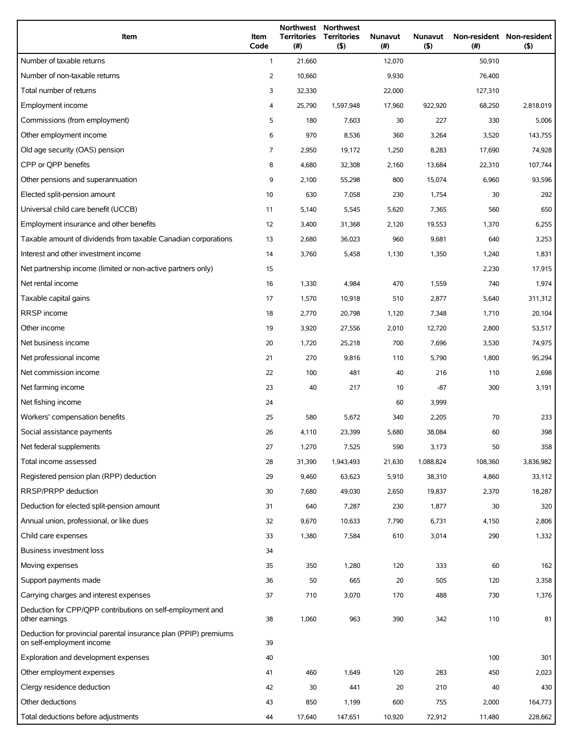| Item | Item Code | Northwest Territories (#) | Northwest Territories ($) | Nunavut (#) | Nunavut ($) | Non-resident (#) | Non-resident ($) |
|---|---|---|---|---|---|---|---|
| Number of taxable returns | 1 | 21,660 | | 12,070 | | 50,910 | |
| Number of non-taxable returns | 2 | 10,660 | | 9,930 | | 76,400 | |
| Total number of returns | 3 | 32,330 | | 22,000 | | 127,310 | |
| Employment income | 4 | 25,790 | 1,597,948 | 17,960 | 922,920 | 68,250 | 2,818,019 |
| Commissions (from employment) | 5 | 180 | 7,603 | 30 | 227 | 330 | 5,006 |
| Other employment income | 6 | 970 | 8,536 | 360 | 3,264 | 3,520 | 143,755 |
| Old age security (OAS) pension | 7 | 2,950 | 19,172 | 1,250 | 8,283 | 17,690 | 74,928 |
| CPP or QPP benefits | 8 | 4,680 | 32,308 | 2,160 | 13,684 | 22,310 | 107,744 |
| Other pensions and superannuation | 9 | 2,100 | 55,298 | 800 | 15,074 | 6,960 | 93,596 |
| Elected split-pension amount | 10 | 630 | 7,058 | 230 | 1,754 | 30 | 292 |
| Universal child care benefit (UCCB) | 11 | 5,140 | 5,545 | 5,620 | 7,365 | 560 | 650 |
| Employment insurance and other benefits | 12 | 3,400 | 31,368 | 2,120 | 19,553 | 1,370 | 6,255 |
| Taxable amount of dividends from taxable Canadian corporations | 13 | 2,680 | 36,023 | 960 | 9,681 | 640 | 3,253 |
| Interest and other investment income | 14 | 3,760 | 5,458 | 1,130 | 1,350 | 1,240 | 1,831 |
| Net partnership income (limited or non-active partners only) | 15 | | | | | 2,230 | 17,915 |
| Net rental income | 16 | 1,330 | 4,984 | 470 | 1,559 | 740 | 1,974 |
| Taxable capital gains | 17 | 1,570 | 10,918 | 510 | 2,877 | 5,640 | 311,312 |
| RRSP income | 18 | 2,770 | 20,798 | 1,120 | 7,348 | 1,710 | 20,104 |
| Other income | 19 | 3,920 | 27,556 | 2,010 | 12,720 | 2,800 | 53,517 |
| Net business income | 20 | 1,720 | 25,218 | 700 | 7,696 | 3,530 | 74,975 |
| Net professional income | 21 | 270 | 9,816 | 110 | 5,790 | 1,800 | 95,294 |
| Net commission income | 22 | 100 | 481 | 40 | 216 | 110 | 2,698 |
| Net farming income | 23 | 40 | 217 | 10 | -87 | 300 | 3,191 |
| Net fishing income | 24 | | | 60 | 3,999 | | |
| Workers' compensation benefits | 25 | 580 | 5,672 | 340 | 2,205 | 70 | 233 |
| Social assistance payments | 26 | 4,110 | 23,399 | 5,680 | 38,084 | 60 | 398 |
| Net federal supplements | 27 | 1,270 | 7,525 | 590 | 3,173 | 50 | 358 |
| Total income assessed | 28 | 31,390 | 1,943,493 | 21,630 | 1,088,824 | 108,360 | 3,836,982 |
| Registered pension plan (RPP) deduction | 29 | 9,460 | 63,623 | 5,910 | 38,310 | 4,860 | 33,112 |
| RRSP/PRPP deduction | 30 | 7,680 | 49,030 | 2,650 | 19,837 | 2,370 | 18,287 |
| Deduction for elected split-pension amount | 31 | 640 | 7,287 | 230 | 1,877 | 30 | 320 |
| Annual union, professional, or like dues | 32 | 9,670 | 10,633 | 7,790 | 6,731 | 4,150 | 2,806 |
| Child care expenses | 33 | 1,380 | 7,584 | 610 | 3,014 | 290 | 1,332 |
| Business investment loss | 34 | | | | | | |
| Moving expenses | 35 | 350 | 1,280 | 120 | 333 | 60 | 162 |
| Support payments made | 36 | 50 | 665 | 20 | 505 | 120 | 3,358 |
| Carrying charges and interest expenses | 37 | 710 | 3,070 | 170 | 488 | 730 | 1,376 |
| Deduction for CPP/QPP contributions on self-employment and other earnings | 38 | 1,060 | 963 | 390 | 342 | 110 | 81 |
| Deduction for provincial parental insurance plan (PPIP) premiums on self-employment income | 39 | | | | | | |
| Exploration and development expenses | 40 | | | | | 100 | 301 |
| Other employment expenses | 41 | 460 | 1,649 | 120 | 283 | 450 | 2,023 |
| Clergy residence deduction | 42 | 30 | 441 | 20 | 210 | 40 | 430 |
| Other deductions | 43 | 850 | 1,199 | 600 | 755 | 2,000 | 164,773 |
| Total deductions before adjustments | 44 | 17,640 | 147,651 | 10,920 | 72,912 | 11,480 | 228,662 |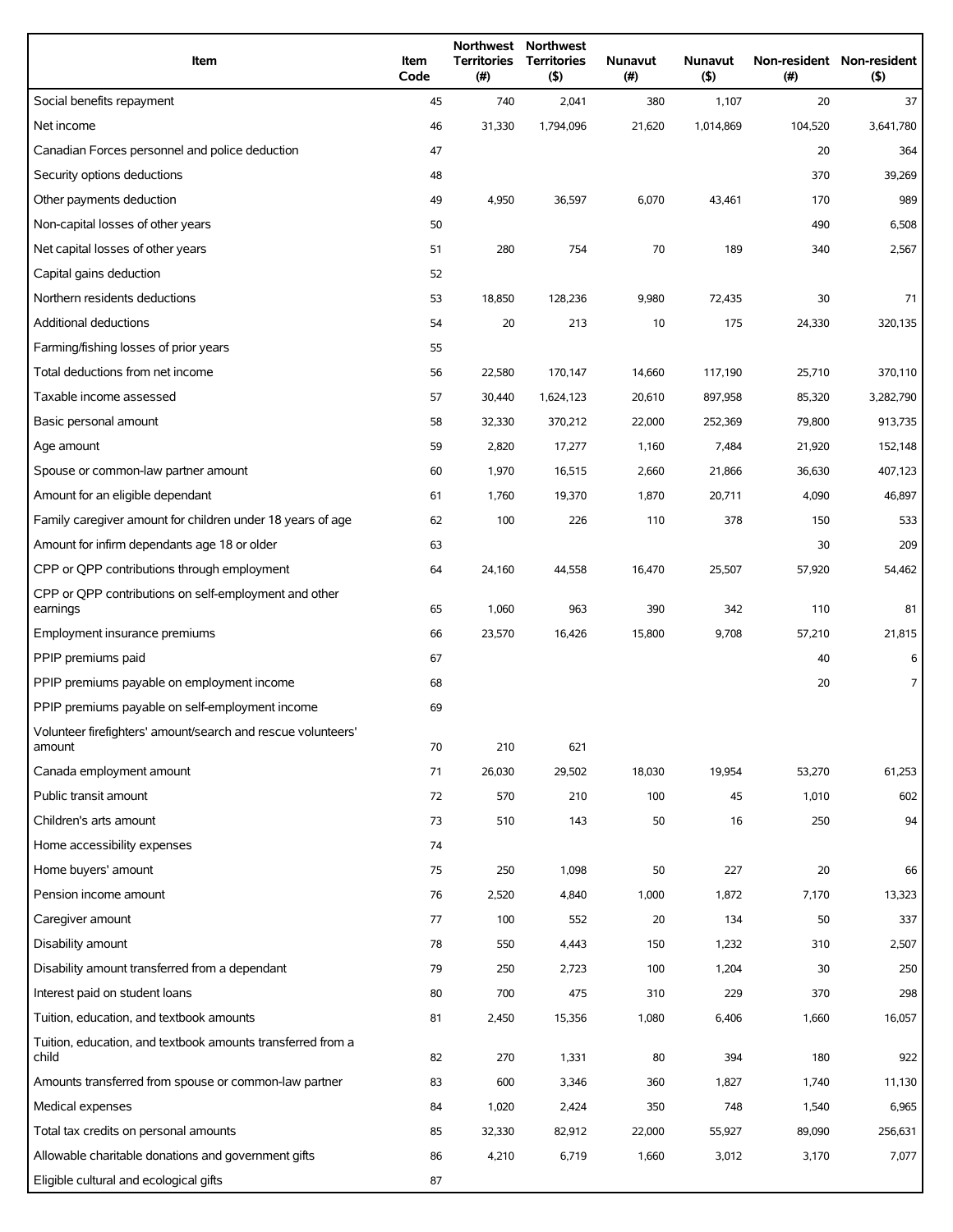| Item | Item Code | Northwest Territories (#) | Northwest Territories ($) | Nunavut (#) | Nunavut ($) | Non-resident (#) | Non-resident ($) |
|---|---|---|---|---|---|---|---|
| Social benefits repayment | 45 | 740 | 2,041 | 380 | 1,107 | 20 | 37 |
| Net income | 46 | 31,330 | 1,794,096 | 21,620 | 1,014,869 | 104,520 | 3,641,780 |
| Canadian Forces personnel and police deduction | 47 | | | | | 20 | 364 |
| Security options deductions | 48 | | | | | 370 | 39,269 |
| Other payments deduction | 49 | 4,950 | 36,597 | 6,070 | 43,461 | 170 | 989 |
| Non-capital losses of other years | 50 | | | | | 490 | 6,508 |
| Net capital losses of other years | 51 | 280 | 754 | 70 | 189 | 340 | 2,567 |
| Capital gains deduction | 52 | | | | | | |
| Northern residents deductions | 53 | 18,850 | 128,236 | 9,980 | 72,435 | 30 | 71 |
| Additional deductions | 54 | 20 | 213 | 10 | 175 | 24,330 | 320,135 |
| Farming/fishing losses of prior years | 55 | | | | | | |
| Total deductions from net income | 56 | 22,580 | 170,147 | 14,660 | 117,190 | 25,710 | 370,110 |
| Taxable income assessed | 57 | 30,440 | 1,624,123 | 20,610 | 897,958 | 85,320 | 3,282,790 |
| Basic personal amount | 58 | 32,330 | 370,212 | 22,000 | 252,369 | 79,800 | 913,735 |
| Age amount | 59 | 2,820 | 17,277 | 1,160 | 7,484 | 21,920 | 152,148 |
| Spouse or common-law partner amount | 60 | 1,970 | 16,515 | 2,660 | 21,866 | 36,630 | 407,123 |
| Amount for an eligible dependant | 61 | 1,760 | 19,370 | 1,870 | 20,711 | 4,090 | 46,897 |
| Family caregiver amount for children under 18 years of age | 62 | 100 | 226 | 110 | 378 | 150 | 533 |
| Amount for infirm dependants age 18 or older | 63 | | | | | 30 | 209 |
| CPP or QPP contributions through employment | 64 | 24,160 | 44,558 | 16,470 | 25,507 | 57,920 | 54,462 |
| CPP or QPP contributions on self-employment and other earnings | 65 | 1,060 | 963 | 390 | 342 | 110 | 81 |
| Employment insurance premiums | 66 | 23,570 | 16,426 | 15,800 | 9,708 | 57,210 | 21,815 |
| PPIP premiums paid | 67 | | | | | 40 | 6 |
| PPIP premiums payable on employment income | 68 | | | | | 20 | 7 |
| PPIP premiums payable on self-employment income | 69 | | | | | | |
| Volunteer firefighters' amount/search and rescue volunteers' amount | 70 | 210 | 621 | | | | |
| Canada employment amount | 71 | 26,030 | 29,502 | 18,030 | 19,954 | 53,270 | 61,253 |
| Public transit amount | 72 | 570 | 210 | 100 | 45 | 1,010 | 602 |
| Children's arts amount | 73 | 510 | 143 | 50 | 16 | 250 | 94 |
| Home accessibility expenses | 74 | | | | | | |
| Home buyers' amount | 75 | 250 | 1,098 | 50 | 227 | 20 | 66 |
| Pension income amount | 76 | 2,520 | 4,840 | 1,000 | 1,872 | 7,170 | 13,323 |
| Caregiver amount | 77 | 100 | 552 | 20 | 134 | 50 | 337 |
| Disability amount | 78 | 550 | 4,443 | 150 | 1,232 | 310 | 2,507 |
| Disability amount transferred from a dependant | 79 | 250 | 2,723 | 100 | 1,204 | 30 | 250 |
| Interest paid on student loans | 80 | 700 | 475 | 310 | 229 | 370 | 298 |
| Tuition, education, and textbook amounts | 81 | 2,450 | 15,356 | 1,080 | 6,406 | 1,660 | 16,057 |
| Tuition, education, and textbook amounts transferred from a child | 82 | 270 | 1,331 | 80 | 394 | 180 | 922 |
| Amounts transferred from spouse or common-law partner | 83 | 600 | 3,346 | 360 | 1,827 | 1,740 | 11,130 |
| Medical expenses | 84 | 1,020 | 2,424 | 350 | 748 | 1,540 | 6,965 |
| Total tax credits on personal amounts | 85 | 32,330 | 82,912 | 22,000 | 55,927 | 89,090 | 256,631 |
| Allowable charitable donations and government gifts | 86 | 4,210 | 6,719 | 1,660 | 3,012 | 3,170 | 7,077 |
| Eligible cultural and ecological gifts | 87 | | | | | | |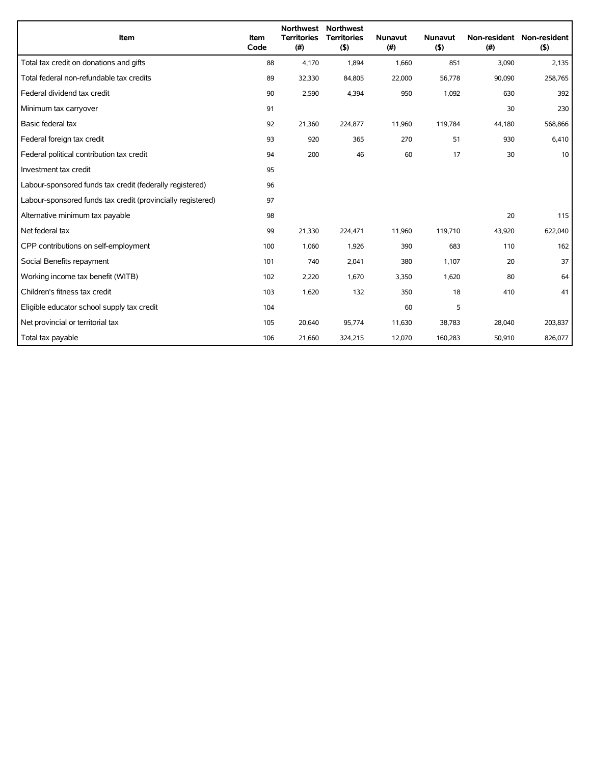| Item | Item Code | Northwest Territories (#) | Northwest Territories ($) | Nunavut (#) | Nunavut ($) | Non-resident (#) | Non-resident ($) |
|---|---|---|---|---|---|---|---|
| Total tax credit on donations and gifts | 88 | 4,170 | 1,894 | 1,660 | 851 | 3,090 | 2,135 |
| Total federal non-refundable tax credits | 89 | 32,330 | 84,805 | 22,000 | 56,778 | 90,090 | 258,765 |
| Federal dividend tax credit | 90 | 2,590 | 4,394 | 950 | 1,092 | 630 | 392 |
| Minimum tax carryover | 91 | | | | | 30 | 230 |
| Basic federal tax | 92 | 21,360 | 224,877 | 11,960 | 119,784 | 44,180 | 568,866 |
| Federal foreign tax credit | 93 | 920 | 365 | 270 | 51 | 930 | 6,410 |
| Federal political contribution tax credit | 94 | 200 | 46 | 60 | 17 | 30 | 10 |
| Investment tax credit | 95 | | | | | | |
| Labour-sponsored funds tax credit (federally registered) | 96 | | | | | | |
| Labour-sponsored funds tax credit (provincially registered) | 97 | | | | | | |
| Alternative minimum tax payable | 98 | | | | | 20 | 115 |
| Net federal tax | 99 | 21,330 | 224,471 | 11,960 | 119,710 | 43,920 | 622,040 |
| CPP contributions on self-employment | 100 | 1,060 | 1,926 | 390 | 683 | 110 | 162 |
| Social Benefits repayment | 101 | 740 | 2,041 | 380 | 1,107 | 20 | 37 |
| Working income tax benefit (WITB) | 102 | 2,220 | 1,670 | 3,350 | 1,620 | 80 | 64 |
| Children's fitness tax credit | 103 | 1,620 | 132 | 350 | 18 | 410 | 41 |
| Eligible educator school supply tax credit | 104 | | | 60 | 5 | | |
| Net provincial or territorial tax | 105 | 20,640 | 95,774 | 11,630 | 38,783 | 28,040 | 203,837 |
| Total tax payable | 106 | 21,660 | 324,215 | 12,070 | 160,283 | 50,910 | 826,077 |